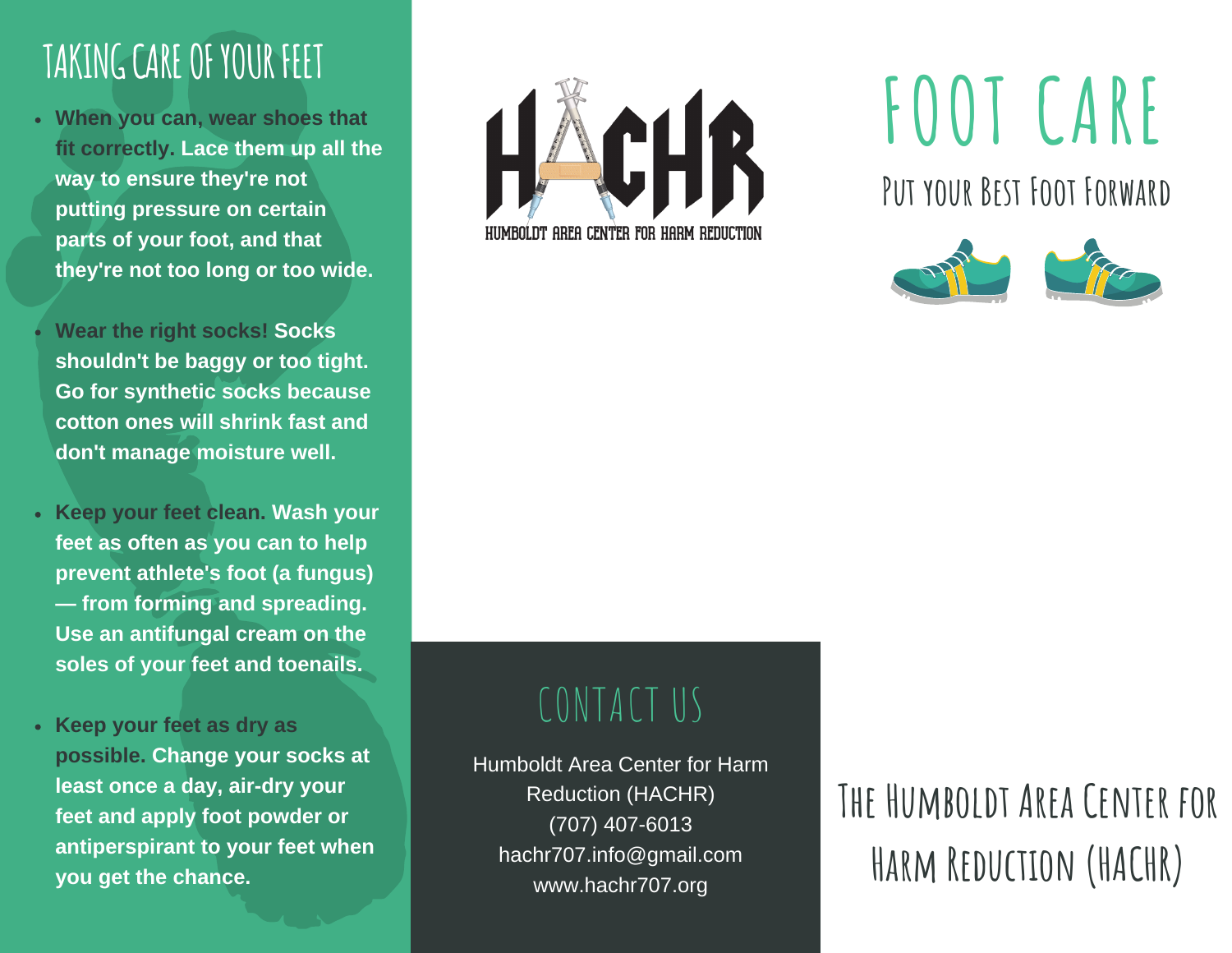## TAKING CARE OF YOUR FEET

- **When you can, wear shoes that fit correctly. Lace them up all the way to ensure they're not putting pressure on certain parts of your foot, and that they're not too long or too wide.**
- **Wear the right socks! Socks shouldn't be baggy or too tight. Go for synthetic socks because cotton ones will shrink fast and don't manage moisture well.**
- **Keep your feet clean. Wash your feet as often as you can to help prevent athlete's foot (a fungus) — from forming and spreading. Use an antifungal cream on the soles of your feet and toenails.**
- **Keep your feet as dry as possible. Change your socks at least once a day, air-dry your feet and apply foot powder or antiperspirant to your feet when you get the chance.**

HACHR

HUMBOLDT AREA CENTER FOR HARM REDUCTION

## CONTACT US

Humboldt Area Center for Harm Reduction (HACHR)
(707) 407-6013
hachr707.info@gmail.com
www.hachr707.org

# FOOT CARE

## Put your Best Foot Forward

## The Humboldt Area Center for Harm Reduction (HACHR)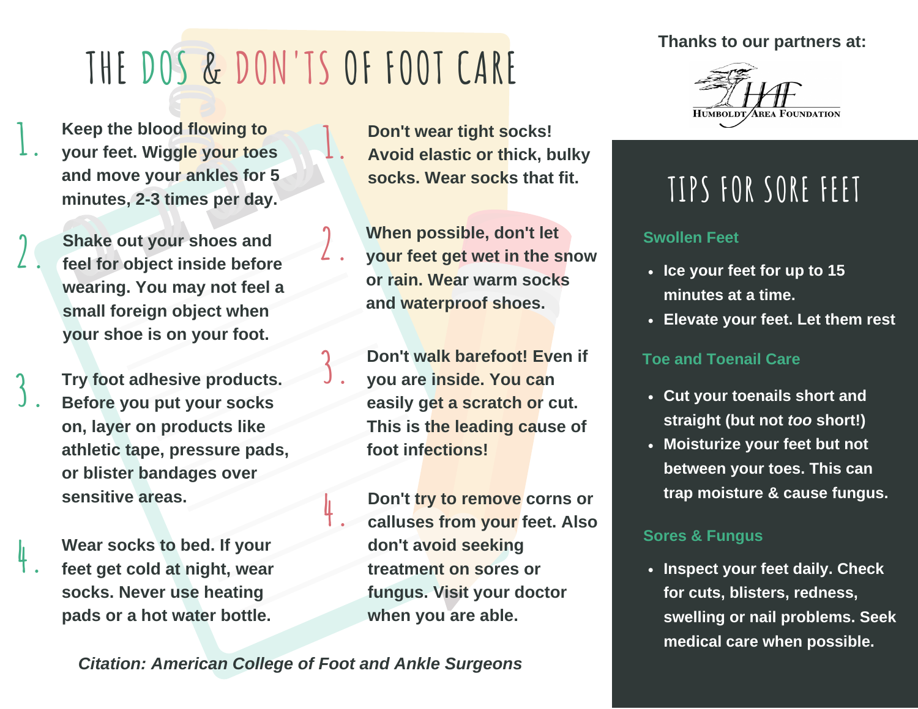# THE DOS & DON'TS OF FOOT CARE

1. **Keep the blood flowing to your feet. Wiggle your toes and move your ankles for 5 minutes, 2-3 times per day.**
2. **Shake out your shoes and feel for object inside before wearing. You may not feel a small foreign object when your shoe is on your foot.**
3. **Try foot adhesive products. Before you put your socks on, layer on products like athletic tape, pressure pads, or blister bandages over sensitive areas.**
4. **Wear socks to bed. If your feet get cold at night, wear socks. Never use heating pads or a hot water bottle.**

1. **Don't wear tight socks! Avoid elastic or thick, bulky socks. Wear socks that fit.**
2. **When possible, don't let your feet get wet in the snow or rain. Wear warm socks and waterproof shoes.**
3. **Don't walk barefoot! Even if you are inside. You can easily get a scratch or cut. This is the leading cause of foot infections!**
4. **Don't try to remove corns or calluses from your feet. Also don't avoid seeking treatment on sores or fungus. Visit your doctor when you are able.**

***Citation: American College of Foot and Ankle Surgeons***

**Thanks to our partners at:**

HAF Humboldt Area Foundation

## TIPS FOR SORE FEET

### Swollen Feet

- **Ice your feet for up to 15 minutes at a time.**
- **Elevate your feet. Let them rest**

### Toe and Toenail Care

- **Cut your toenails short and straight (but not *too* short!)**
- **Moisturize your feet but not between your toes. This can trap moisture & cause fungus.**

### Sores & Fungus

- **Inspect your feet daily. Check for cuts, blisters, redness, swelling or nail problems. Seek medical care when possible.**